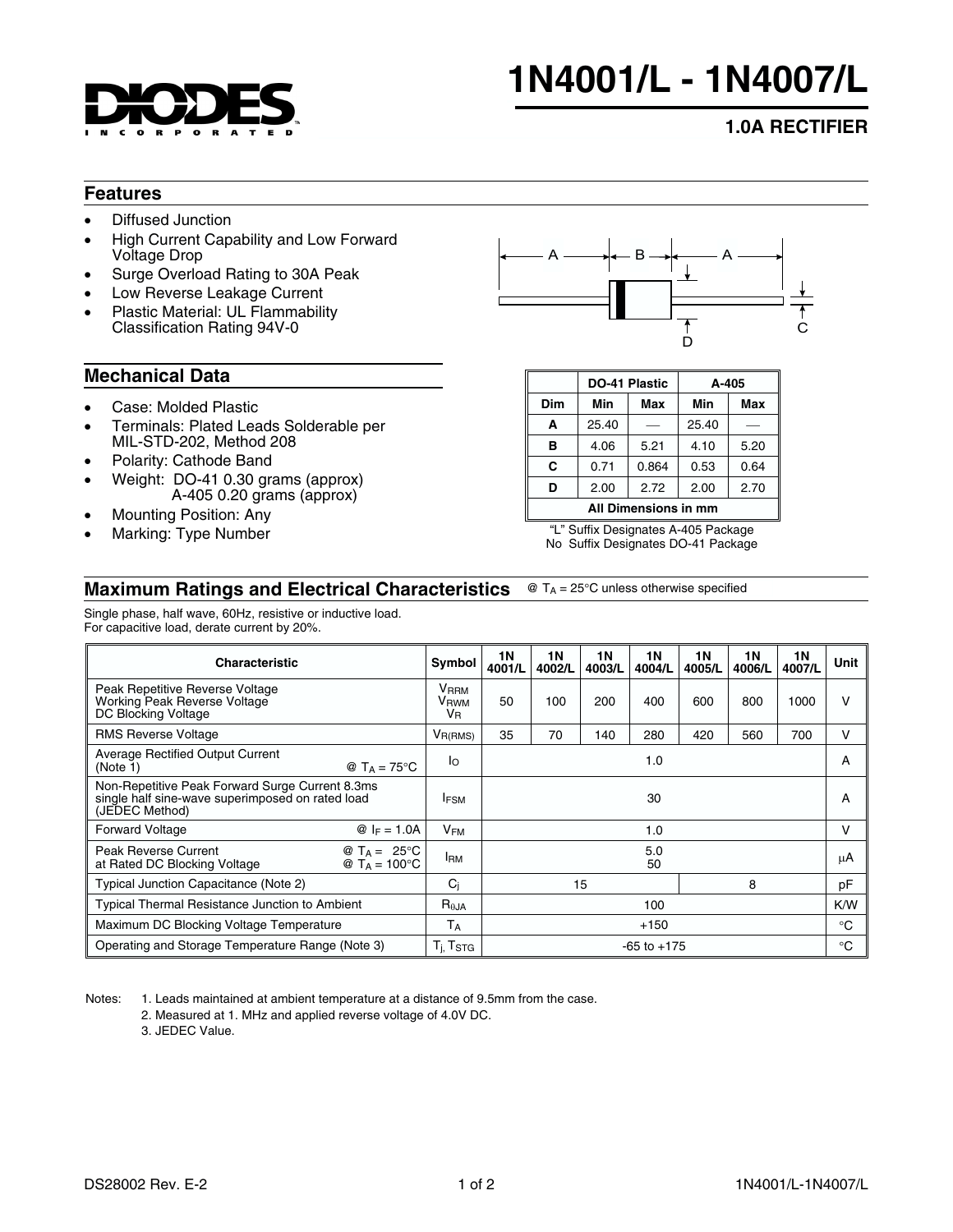# 1N4001/L - 1N4007/L

## 1.0A RECTIFIER

## Features

- Diffused Junction
- High Current Capability and Low Forward Voltage Drop
- Surge Overload Rating to 30A Peak
- Low Reverse Leakage Current
- Plastic Material: UL Flammability Classification Rating 94V-0

## Mechanical Data

- Case: Molded Plastic
- Terminals: Plated Leads Solderable per MIL-STD-202, Method 208
- Polarity: Cathode Band
- Weight: DO-41 0.30 grams (approx) A-405 0.20 grams (approx)
- Mounting Position: Any
- Marking: Type Number

| | DO-41 Plastic | | A-405 | |
|---|---|---|---|---|
| Dim | Min | Max | Min | Max |
| A | 25.40 | — | 25.40 | — |
| B | 4.06 | 5.21 | 4.10 | 5.20 |
| C | 0.71 | 0.864 | 0.53 | 0.64 |
| D | 2.00 | 2.72 | 2.00 | 2.70 |
| All Dimensions in mm | | | | |

"L" Suffix Designates A-405 Package
No Suffix Designates DO-41 Package

## Maximum Ratings and Electrical Characteristics

@ $T_A$ = 25°C unless otherwise specified

Single phase, half wave, 60Hz, resistive or inductive load.
For capacitive load, derate current by 20%.

| Characteristic | Symbol | 1N 4001/L | 1N 4002/L | 1N 4003/L | 1N 4004/L | 1N 4005/L | 1N 4006/L | 1N 4007/L | Unit |
|---|---|---|---|---|---|---|---|---|---|
| Peak Repetitive Reverse Voltage<br>Working Peak Reverse Voltage<br>DC Blocking Voltage | $V_{RRM}$<br>$V_{RWM}$<br>$V_R$ | 50 | 100 | 200 | 400 | 600 | 800 | 1000 | V |
| RMS Reverse Voltage | $V_{R(RMS)}$ | 35 | 70 | 140 | 280 | 420 | 560 | 700 | V |
| Average Rectified Output Current (Note 1) @ $T_A$ = 75°C | $I_O$ | 1.0 | | | | | | | A |
| Non-Repetitive Peak Forward Surge Current 8.3ms single half sine-wave superimposed on rated load (JEDEC Method) | $I_{FSM}$ | 30 | | | | | | | A |
| Forward Voltage @ $I_F$ = 1.0A | $V_{FM}$ | 1.0 | | | | | | | V |
| Peak Reverse Current at Rated DC Blocking Voltage @ $T_A$ = 25°C<br>@ $T_A$ = 100°C | $I_{RM}$ | 5.0<br>50 | | | | | | | µA |
| Typical Junction Capacitance (Note 2) | $C_j$ | 15 | | | | 8 | | | pF |
| Typical Thermal Resistance Junction to Ambient | $R_{\theta JA}$ | 100 | | | | | | | K/W |
| Maximum DC Blocking Voltage Temperature | $T_A$ | +150 | | | | | | | °C |
| Operating and Storage Temperature Range (Note 3) | $T_j, T_{STG}$ | -65 to +175 | | | | | | | °C |

Notes:
1. Leads maintained at ambient temperature at a distance of 9.5mm from the case.
2. Measured at 1. MHz and applied reverse voltage of 4.0V DC.
3. JEDEC Value.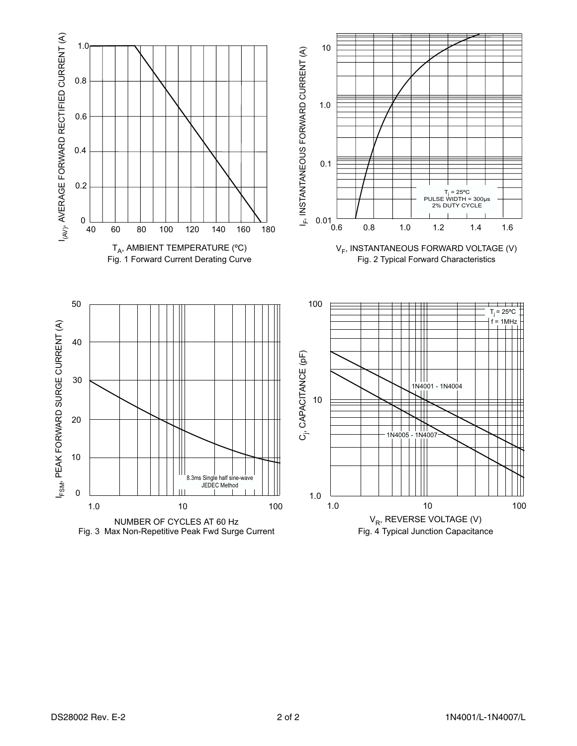1.0
0.8
0.6
0.4
0.2
0
40 60 80 100 120 140 160 180

$I_{(AV)}$, AVERAGE FORWARD RECTIFIED CURRENT (A)

$T_A$, AMBIENT TEMPERATURE (ºC)

Fig. 1 Forward Current Derating Curve

10
1.0
0.1
0.01
0.6 0.8 1.0 1.2 1.4 1.6

$T_j$ = 25ºC
PULSE WIDTH = 300µs
2% DUTY CYCLE

$I_F$, INSTANTANEOUS FORWARD CURRENT (A)

$V_F$, INSTANTANEOUS FORWARD VOLTAGE (V)

Fig. 2 Typical Forward Characteristics

50
40
30
20
10
0
1.0 10 100

8.3ms Single half sine-wave
JEDEC Method

$I_{FSM}$, PEAK FORWARD SURGE CURRENT (A)

NUMBER OF CYCLES AT 60 Hz

Fig. 3 Max Non-Repetitive Peak Fwd Surge Current

100
10
1.0
1.0 10 100

$T_j$ = 25ºC
f = 1MHz

1N4001 - 1N4004

1N4005 - 1N4007

$C_j$, CAPACITANCE (pF)

$V_R$, REVERSE VOLTAGE (V)

Fig. 4 Typical Junction Capacitance